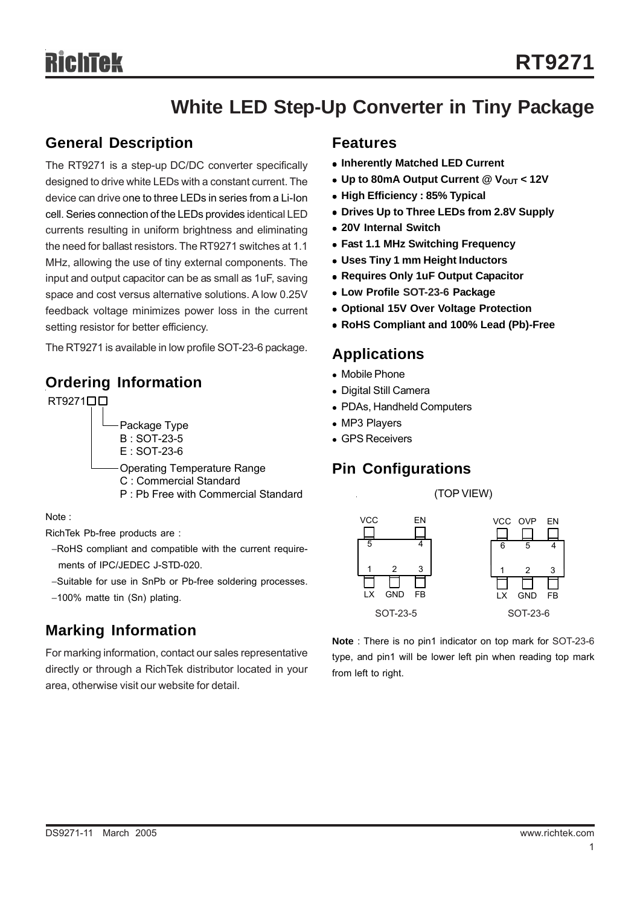# RT9271

## White LED Step-Up Converter in Tiny Package

## General Description

The RT9271 is a step-up DC/DC converter specifically designed to drive white LEDs with a constant current. The device can drive one to three LEDs in series from a Li-Ion cell. Series connection of the LEDs provides identical LED currents resulting in uniform brightness and eliminating the need for ballast resistors. The RT9271 switches at 1.1 MHz, allowing the use of tiny external components. The input and output capacitor can be as small as 1uF, saving space and cost versus alternative solutions. A low 0.25V feedback voltage minimizes power loss in the current setting resistor for better efficiency.

The RT9271 is available in low profile SOT-23-6 package.

## Ordering Information

RT9271□□

- Package Type
  - B : SOT-23-5
  - E : SOT-23-6
- Operating Temperature Range
  - C : Commercial Standard
  - P : Pb Free with Commercial Standard

Note :

RichTek Pb-free products are :

- −RoHS compliant and compatible with the current requirements of IPC/JEDEC J-STD-020.
- −Suitable for use in SnPb or Pb-free soldering processes.
- −100% matte tin (Sn) plating.

## Marking Information

For marking information, contact our sales representative directly or through a RichTek distributor located in your area, otherwise visit our website for detail.

## Features

- **Inherently Matched LED Current**
- **Up to 80mA Output Current @ $V_{OUT}$ < 12V**
- **High Efficiency : 85% Typical**
- **Drives Up to Three LEDs from 2.8V Supply**
- **20V Internal Switch**
- **Fast 1.1 MHz Switching Frequency**
- **Uses Tiny 1 mm Height Inductors**
- **Requires Only 1uF Output Capacitor**
- **Low Profile SOT-23-6 Package**
- **Optional 15V Over Voltage Protection**
- **RoHS Compliant and 100% Lead (Pb)-Free**

## Applications

- Mobile Phone
- Digital Still Camera
- PDAs, Handheld Computers
- MP3 Players
- GPS Receivers

## Pin Configurations

(TOP VIEW)

SOT-23-5: VCC (5), EN (4), LX (1), GND (2), FB (3)

SOT-23-6: VCC (6), OVP (5), EN (4), LX (1), GND (2), FB (3)

**Note** : There is no pin1 indicator on top mark for SOT-23-6 type, and pin1 will be lower left pin when reading top mark from left to right.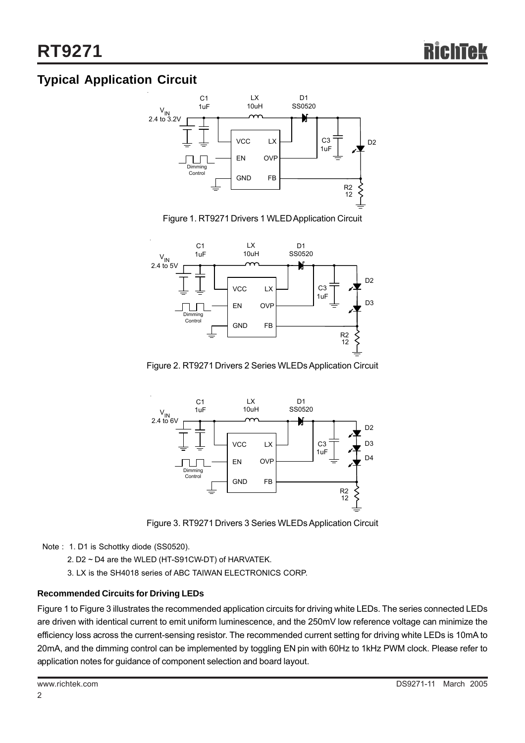## Typical Application Circuit

Figure 1. RT9271 Drivers 1 WLED Application Circuit

Figure 2. RT9271 Drivers 2 Series WLEDs Application Circuit

Figure 3. RT9271 Drivers 3 Series WLEDs Application Circuit

Note : 1. D1 is Schottky diode (SS0520).

2. D2 ~ D4 are the WLED (HT-S91CW-DT) of HARVATEK.

3. LX is the SH4018 series of ABC TAIWAN ELECTRONICS CORP.

**Recommended Circuits for Driving LEDs**

Figure 1 to Figure 3 illustrates the recommended application circuits for driving white LEDs. The series connected LEDs are driven with identical current to emit uniform luminescence, and the 250mV low reference voltage can minimize the efficiency loss across the current-sensing resistor. The recommended current setting for driving white LEDs is 10mA to 20mA, and the dimming control can be implemented by toggling EN pin with 60Hz to 1kHz PWM clock. Please refer to application notes for guidance of component selection and board layout.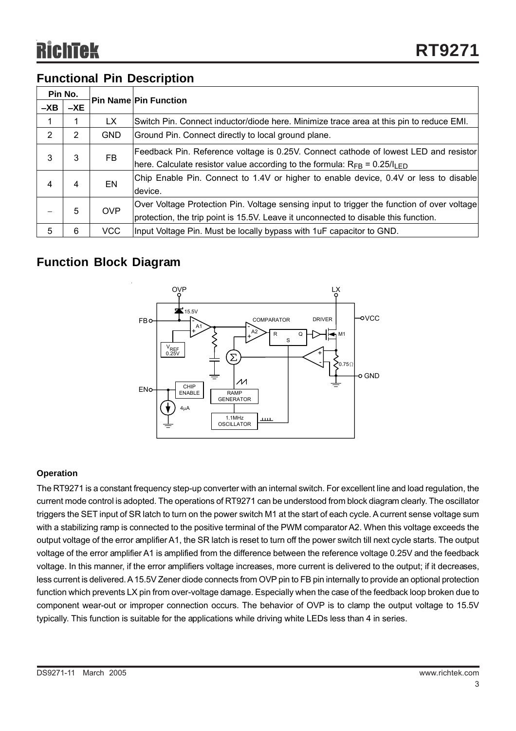## Functional Pin Description

| Pin No. | | Pin Name | Pin Function |
|---|---|---|---|
| –XB | –XE | | |
| 1 | 1 | LX | Switch Pin. Connect inductor/diode here. Minimize trace area at this pin to reduce EMI. |
| 2 | 2 | GND | Ground Pin. Connect directly to local ground plane. |
| 3 | 3 | FB | Feedback Pin. Reference voltage is 0.25V. Connect cathode of lowest LED and resistor here. Calculate resistor value according to the formula: $R_{FB} = 0.25/I_{LED}$ |
| 4 | 4 | EN | Chip Enable Pin. Connect to 1.4V or higher to enable device, 0.4V or less to disable device. |
| – | 5 | OVP | Over Voltage Protection Pin. Voltage sensing input to trigger the function of over voltage protection, the trip point is 15.5V. Leave it unconnected to disable this function. |
| 5 | 6 | VCC | Input Voltage Pin. Must be locally bypass with 1uF capacitor to GND. |

## Function Block Diagram

#### Operation

The RT9271 is a constant frequency step-up converter with an internal switch. For excellent line and load regulation, the current mode control is adopted. The operations of RT9271 can be understood from block diagram clearly. The oscillator triggers the SET input of SR latch to turn on the power switch M1 at the start of each cycle. A current sense voltage sum with a stabilizing ramp is connected to the positive terminal of the PWM comparator A2. When this voltage exceeds the output voltage of the error amplifier A1, the SR latch is reset to turn off the power switch till next cycle starts. The output voltage of the error amplifier A1 is amplified from the difference between the reference voltage 0.25V and the feedback voltage. In this manner, if the error amplifiers voltage increases, more current is delivered to the output; if it decreases, less current is delivered. A 15.5V Zener diode connects from OVP pin to FB pin internally to provide an optional protection function which prevents LX pin from over-voltage damage. Especially when the case of the feedback loop broken due to component wear-out or improper connection occurs. The behavior of OVP is to clamp the output voltage to 15.5V typically. This function is suitable for the applications while driving white LEDs less than 4 in series.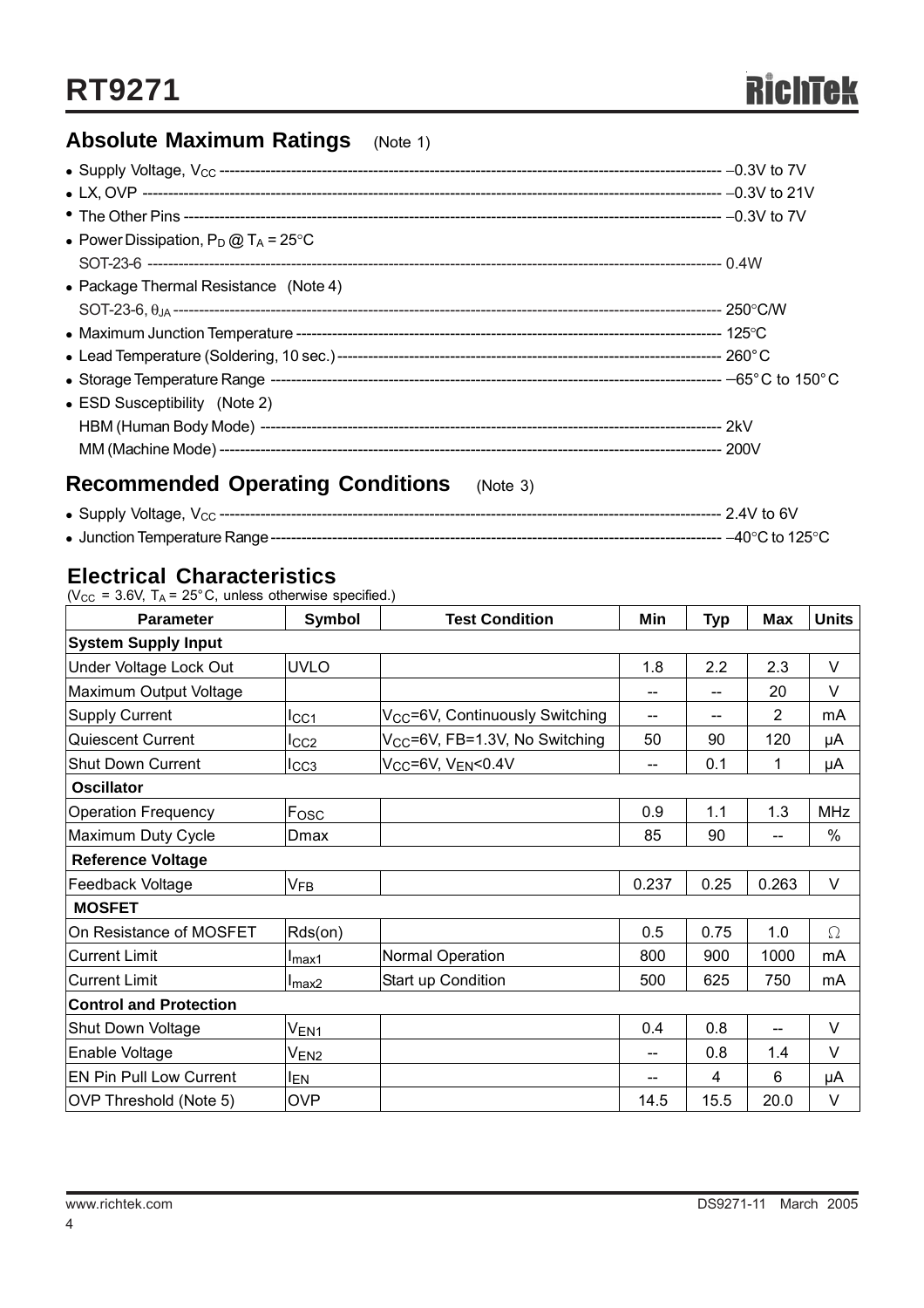## Absolute Maximum Ratings (Note 1)

- Supply Voltage, $V_{CC}$ ---------- −0.3V to 7V
- LX, OVP ---------- −0.3V to 21V
- The Other Pins ---------- −0.3V to 7V
- Power Dissipation, $P_D$ @ $T_A$ = 25°C
  SOT-23-6 ---------- 0.4W
- Package Thermal Resistance (Note 4)
  SOT-23-6, $\theta_{JA}$ ---------- 250°C/W
- Maximum Junction Temperature ---------- 125°C
- Lead Temperature (Soldering, 10 sec.) ---------- 260°C
- Storage Temperature Range ---------- −65°C to 150°C
- ESD Susceptibility (Note 2)
  HBM (Human Body Mode) ---------- 2kV
  MM (Machine Mode) ---------- 200V

## Recommended Operating Conditions (Note 3)

- Supply Voltage, $V_{CC}$ ---------- 2.4V to 6V
- Junction Temperature Range ---------- −40°C to 125°C

## Electrical Characteristics

($V_{CC}$ = 3.6V, $T_A$ = 25°C, unless otherwise specified.)

| Parameter | Symbol | Test Condition | Min | Typ | Max | Units |
|---|---|---|---|---|---|---|
| **System Supply Input** | | | | | | |
| Under Voltage Lock Out | UVLO | | 1.8 | 2.2 | 2.3 | V |
| Maximum Output Voltage | | | -- | -- | 20 | V |
| Supply Current | $I_{CC1}$ | $V_{CC}$=6V, Continuously Switching | -- | -- | 2 | mA |
| Quiescent Current | $I_{CC2}$ | $V_{CC}$=6V, FB=1.3V, No Switching | 50 | 90 | 120 | μA |
| Shut Down Current | $I_{CC3}$ | $V_{CC}$=6V, $V_{EN}$<0.4V | -- | 0.1 | 1 | μA |
| **Oscillator** | | | | | | |
| Operation Frequency | $F_{OSC}$ | | 0.9 | 1.1 | 1.3 | MHz |
| Maximum Duty Cycle | Dmax | | 85 | 90 | -- | % |
| **Reference Voltage** | | | | | | |
| Feedback Voltage | $V_{FB}$ | | 0.237 | 0.25 | 0.263 | V |
| **MOSFET** | | | | | | |
| On Resistance of MOSFET | Rds(on) | | 0.5 | 0.75 | 1.0 | Ω |
| Current Limit | $I_{max1}$ | Normal Operation | 800 | 900 | 1000 | mA |
| Current Limit | $I_{max2}$ | Start up Condition | 500 | 625 | 750 | mA |
| **Control and Protection** | | | | | | |
| Shut Down Voltage | $V_{EN1}$ | | 0.4 | 0.8 | -- | V |
| Enable Voltage | $V_{EN2}$ | | -- | 0.8 | 1.4 | V |
| EN Pin Pull Low Current | $I_{EN}$ | | -- | 4 | 6 | μA |
| OVP Threshold (Note 5) | OVP | | 14.5 | 15.5 | 20.0 | V |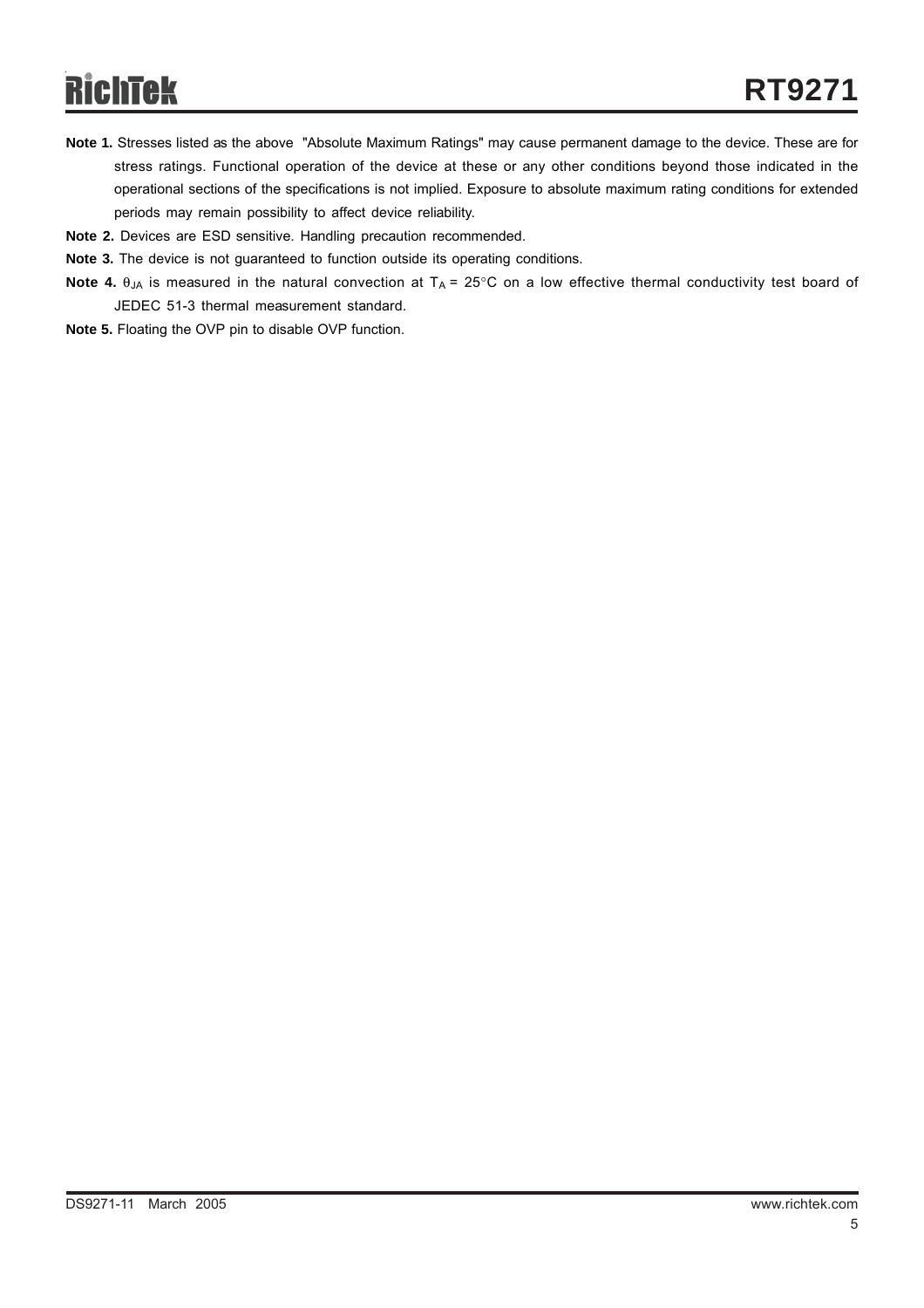**Note 1.** Stresses listed as the above "Absolute Maximum Ratings" may cause permanent damage to the device. These are for stress ratings. Functional operation of the device at these or any other conditions beyond those indicated in the operational sections of the specifications is not implied. Exposure to absolute maximum rating conditions for extended periods may remain possibility to affect device reliability.

**Note 2.** Devices are ESD sensitive. Handling precaution recommended.

**Note 3.** The device is not guaranteed to function outside its operating conditions.

**Note 4.** $\theta_{JA}$ is measured in the natural convection at $T_A = 25°C$ on a low effective thermal conductivity test board of JEDEC 51-3 thermal measurement standard.

**Note 5.** Floating the OVP pin to disable OVP function.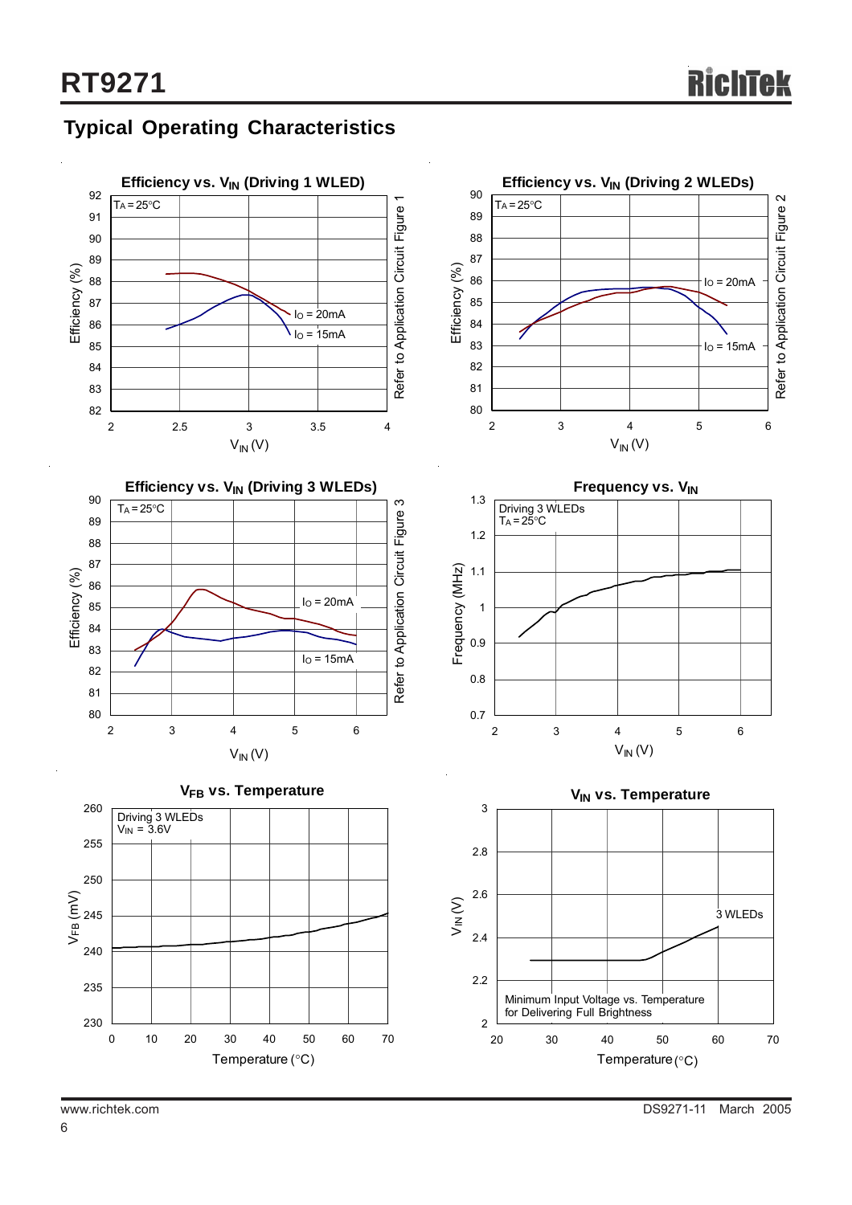## Typical Operating Characteristics

**Efficiency vs. $V_{IN}$ (Driving 1 WLED)**

$T_A = 25°C$

Efficiency (%) vs. $V_{IN}$ (V); curves: $I_O$ = 20mA, $I_O$ = 15mA

Refer to Application Circuit Figure 1

**Efficiency vs. $V_{IN}$ (Driving 2 WLEDs)**

$T_A = 25°C$

Efficiency (%) vs. $V_{IN}$ (V); curves: $I_O$ = 20mA, $I_O$ = 15mA

Refer to Application Circuit Figure 2

**Efficiency vs. $V_{IN}$ (Driving 3 WLEDs)**

$T_A = 25°C$

Efficiency (%) vs. $V_{IN}$ (V); curves: $I_O$ = 20mA, $I_O$ = 15mA

Refer to Application Circuit Figure 3

**Frequency vs. $V_{IN}$**

Driving 3 WLEDs, $T_A = 25°C$

Frequency (MHz) vs. $V_{IN}$ (V)

**$V_{FB}$ vs. Temperature**

Driving 3 WLEDs, $V_{IN}$ = 3.6V

$V_{FB}$ (mV) vs. Temperature (°C)

**$V_{IN}$ vs. Temperature**

3 WLEDs

Minimum Input Voltage vs. Temperature for Delivering Full Brightness

$V_{IN}$ (V) vs. Temperature (°C)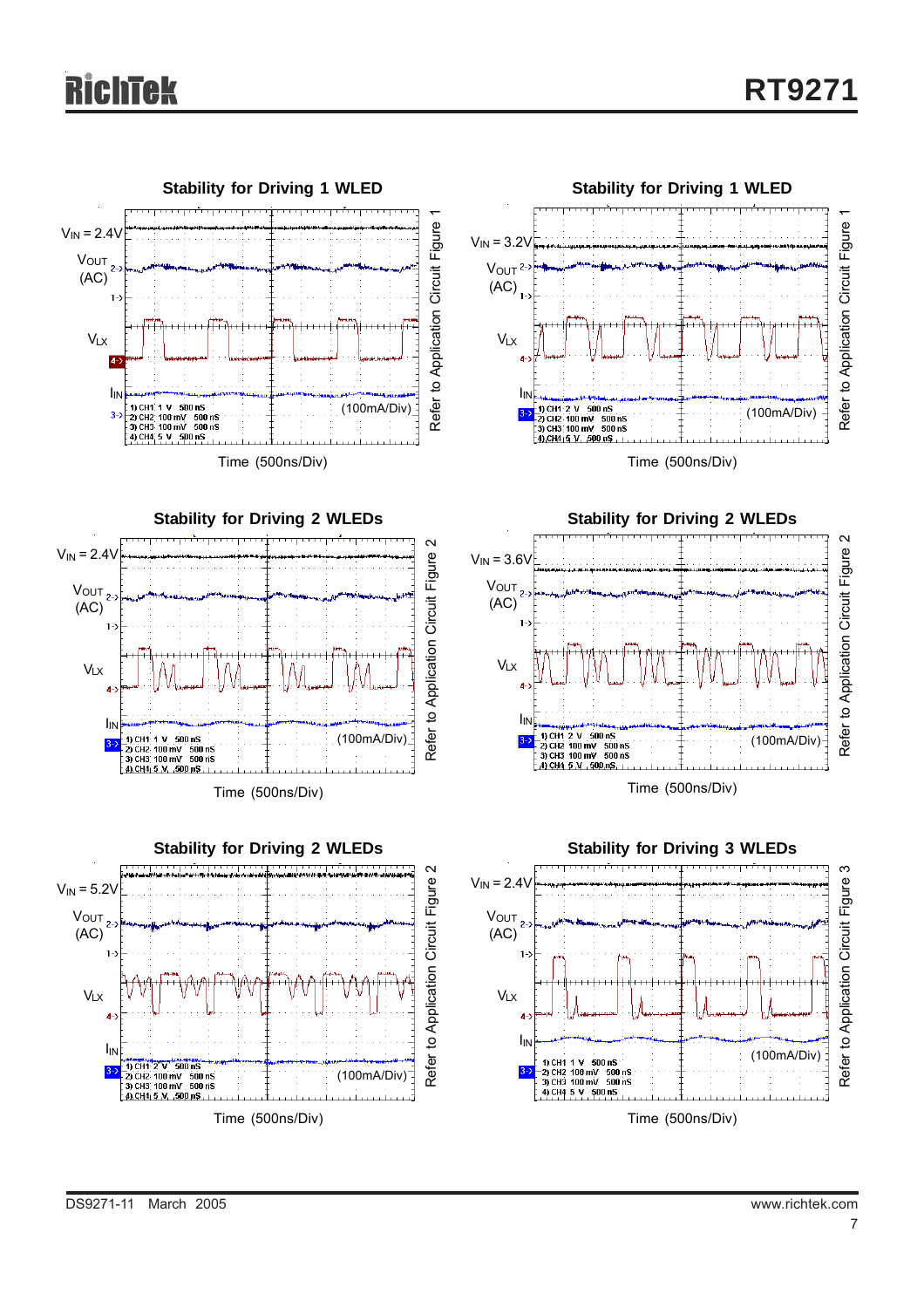**Stability for Driving 1 WLED**

$V_{IN}$ = 2.4V

$V_{OUT}$ (AC)

$V_{LX}$

$I_{IN}$

1) CH1 1 V 500 nS
2) CH2 100 mV 500 nS
3) CH3 100 mV 500 nS
4) CH4 5 V 500 nS

(100mA/Div)

Time (500ns/Div)

Refer to Application Circuit Figure 1

**Stability for Driving 1 WLED**

$V_{IN}$ = 3.2V

$V_{OUT}$ (AC)

$V_{LX}$

$I_{IN}$

1) CH1 2 V 500 nS
2) CH2 100 mV 500 nS
3) CH3 100 mV 500 nS
4) CH4 5 V 500 nS

(100mA/Div)

Time (500ns/Div)

Refer to Application Circuit Figure 1

**Stability for Driving 2 WLEDs**

$V_{IN}$ = 2.4V

$V_{OUT}$ (AC)

$V_{LX}$

$I_{IN}$

1) CH1 1 V 500 nS
2) CH2 100 mV 500 nS
3) CH3 100 mV 500 nS
4) CH4 5 V 500 nS

(100mA/Div)

Time (500ns/Div)

Refer to Application Circuit Figure 2

**Stability for Driving 2 WLEDs**

$V_{IN}$ = 3.6V

$V_{OUT}$ (AC)

$V_{LX}$

$I_{IN}$

1) CH1 2 V 500 nS
2) CH2 100 mV 500 nS
3) CH3 100 mV 500 nS
4) CH4 5 V 500 nS

(100mA/Div)

Time (500ns/Div)

Refer to Application Circuit Figure 2

**Stability for Driving 2 WLEDs**

$V_{IN}$ = 5.2V

$V_{OUT}$ (AC)

$V_{LX}$

$I_{IN}$

1) CH1 2 V 500 nS
2) CH2 100 mV 500 nS
3) CH3 100 mV 500 nS
4) CH4 5 V 500 nS

(100mA/Div)

Time (500ns/Div)

Refer to Application Circuit Figure 2

**Stability for Driving 3 WLEDs**

$V_{IN}$ = 2.4V

$V_{OUT}$ (AC)

$V_{LX}$

$I_{IN}$

1) CH1 1 V 500 nS
2) CH2 100 mV 500 nS
3) CH3 100 mV 500 nS
4) CH4 5 V 500 nS

(100mA/Div)

Time (500ns/Div)

Refer to Application Circuit Figure 3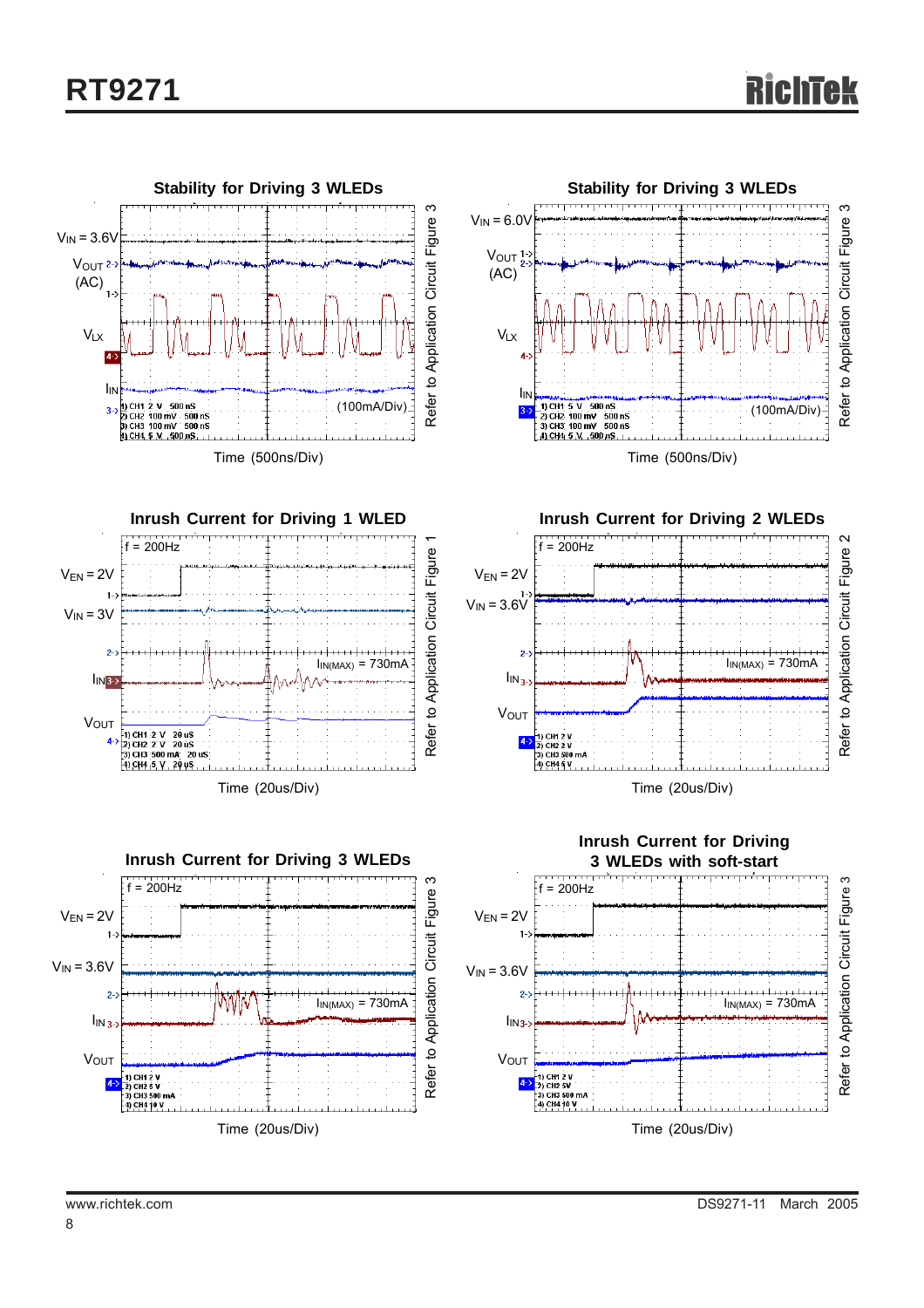**Stability for Driving 3 WLEDs**

$V_{IN}$ = 3.6V

$V_{OUT}$ (AC)

$V_{LX}$

$I_{IN}$

(100mA/Div)

1) CH1 2 V 500 nS
2) CH2 100 mV 500 nS
3) CH3 100 mV 500 nS
4) CH4 5 V 500 nS

Time (500ns/Div)

Refer to Application Circuit Figure 3

**Stability for Driving 3 WLEDs**

$V_{IN}$ = 6.0V

$V_{OUT}$ (AC)

$V_{LX}$

$I_{IN}$

(100mA/Div)

1) CH1 5 V 500 nS
2) CH2 100 mV 500 nS
3) CH3 100 mV 500 nS
4) CH4 5 V 500 nS

Time (500ns/Div)

Refer to Application Circuit Figure 3

**Inrush Current for Driving 1 WLED**

f = 200Hz

$V_{EN}$ = 2V

$V_{IN}$ = 3V

$I_{IN}$

$I_{IN(MAX)}$ = 730mA

$V_{OUT}$

1) CH1 2 V 20 uS
2) CH2 2 V 20 uS
3) CH3 500 mA 20 uS
4) CH4 5 V 20 uS

Time (20us/Div)

Refer to Application Circuit Figure 1

**Inrush Current for Driving 2 WLEDs**

f = 200Hz

$V_{EN}$ = 2V

$V_{IN}$ = 3.6V

$I_{IN}$

$I_{IN(MAX)}$ = 730mA

$V_{OUT}$

1) CH1 2 V
2) CH2 2 V
3) CH3 500 mA
4) CH4 5 V

Time (20us/Div)

Refer to Application Circuit Figure 2

**Inrush Current for Driving 3 WLEDs**

f = 200Hz

$V_{EN}$ = 2V

$V_{IN}$ = 3.6V

$I_{IN}$

$I_{IN(MAX)}$ = 730mA

$V_{OUT}$

1) CH1 2 V
2) CH2 5 V
3) CH3 500 mA
4) CH4 10 V

Time (20us/Div)

Refer to Application Circuit Figure 3

**Inrush Current for Driving 3 WLEDs with soft-start**

f = 200Hz

$V_{EN}$ = 2V

$V_{IN}$ = 3.6V

$I_{IN}$

$I_{IN(MAX)}$ = 730mA

$V_{OUT}$

1) CH1 2 V
2) CH2 5V
3) CH3 500 mA
4) CH4 10 V

Time (20us/Div)

Refer to Application Circuit Figure 3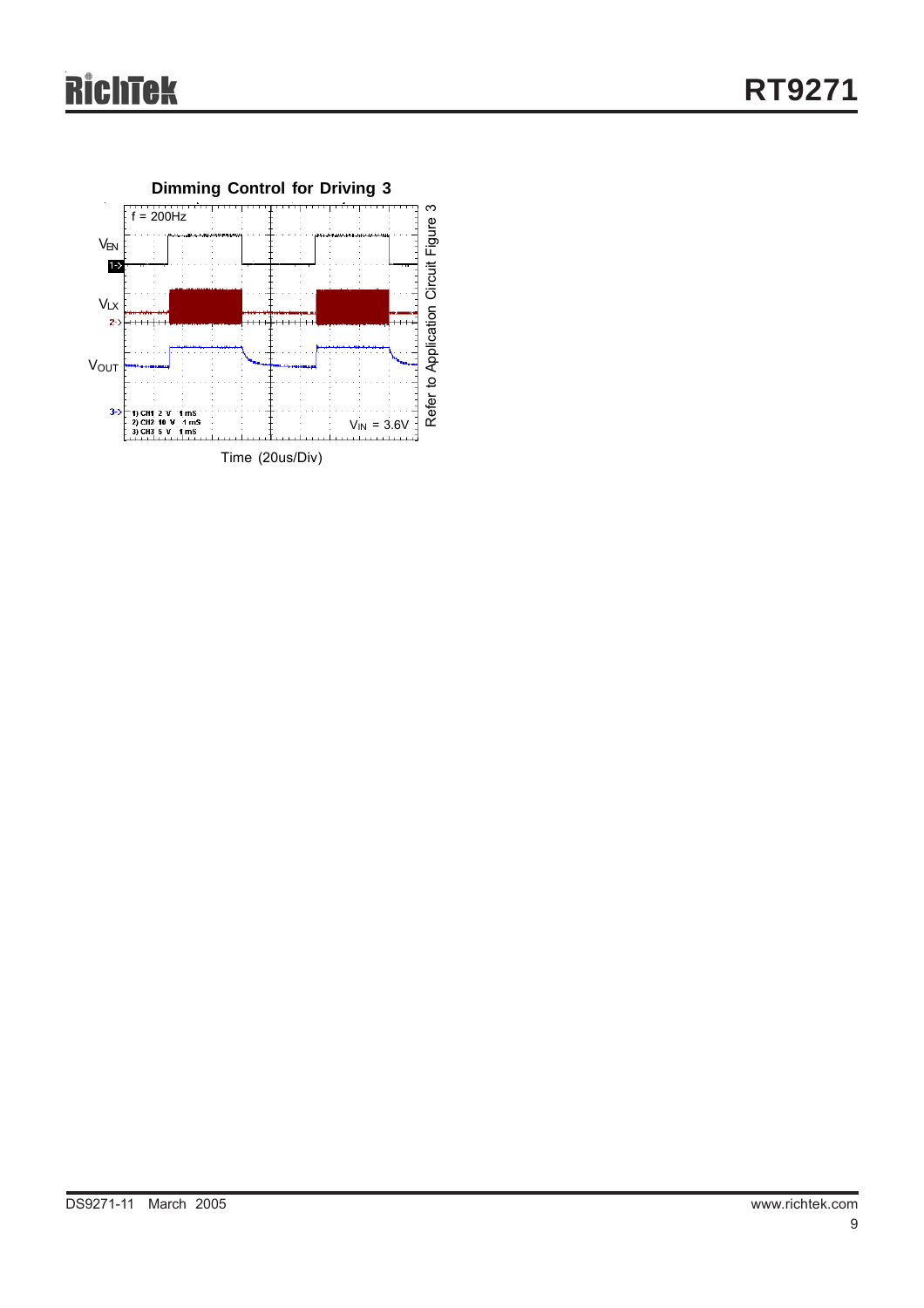**Dimming Control for Driving 3**

f = 200Hz

$V_{EN}$

$V_{LX}$

$V_{OUT}$

1) CH1 2 V 1 mS
2) CH2 10 V 1 mS
3) CH3 5 V 1 mS

$V_{IN}$ = 3.6V

Refer to Application Circuit Figure 3

Time (20us/Div)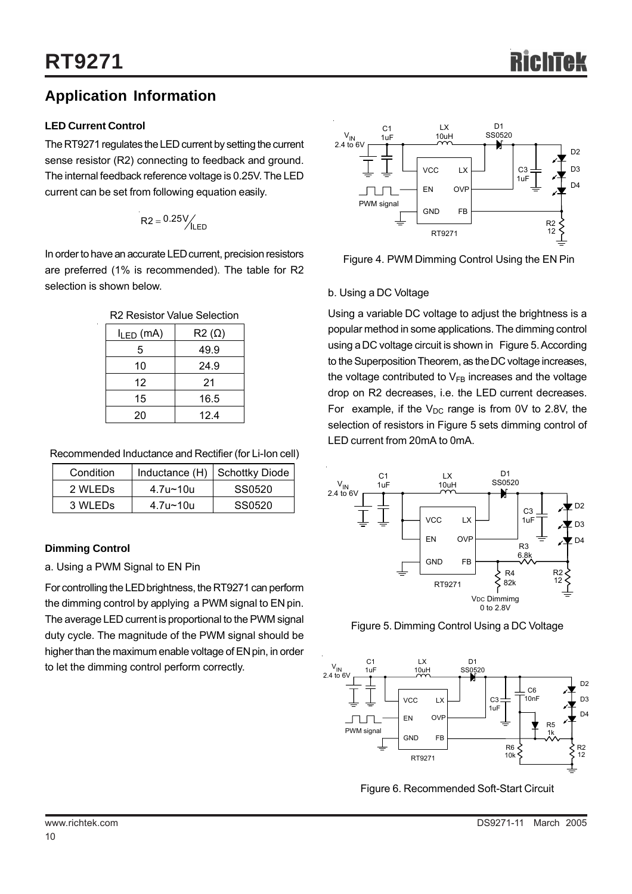## Application Information

### LED Current Control

The RT9271 regulates the LED current by setting the current sense resistor (R2) connecting to feedback and ground. The internal feedback reference voltage is 0.25V. The LED current can be set from following equation easily.

$$R2 = 0.25V / I_{LED}$$

In order to have an accurate LED current, precision resistors are preferred (1% is recommended). The table for R2 selection is shown below.

R2 Resistor Value Selection

| $I_{LED}$ (mA) | R2 (Ω) |
|---|---|
| 5 | 49.9 |
| 10 | 24.9 |
| 12 | 21 |
| 15 | 16.5 |
| 20 | 12.4 |

Recommended Inductance and Rectifier (for Li-Ion cell)

| Condition | Inductance (H) | Schottky Diode |
|---|---|---|
| 2 WLEDs | 4.7u~10u | SS0520 |
| 3 WLEDs | 4.7u~10u | SS0520 |

### Dimming Control

a. Using a PWM Signal to EN Pin

For controlling the LED brightness, the RT9271 can perform the dimming control by applying a PWM signal to EN pin. The average LED current is proportional to the PWM signal duty cycle. The magnitude of the PWM signal should be higher than the maximum enable voltage of EN pin, in order to let the dimming control perform correctly.

Figure 4. PWM Dimming Control Using the EN Pin

b. Using a DC Voltage

Using a variable DC voltage to adjust the brightness is a popular method in some applications. The dimming control using a DC voltage circuit is shown in Figure 5. According to the Superposition Theorem, as the DC voltage increases, the voltage contributed to $V_{FB}$ increases and the voltage drop on R2 decreases, i.e. the LED current decreases. For example, if the $V_{DC}$ range is from 0V to 2.8V, the selection of resistors in Figure 5 sets dimming control of LED current from 20mA to 0mA.

Figure 5. Dimming Control Using a DC Voltage

Figure 6. Recommended Soft-Start Circuit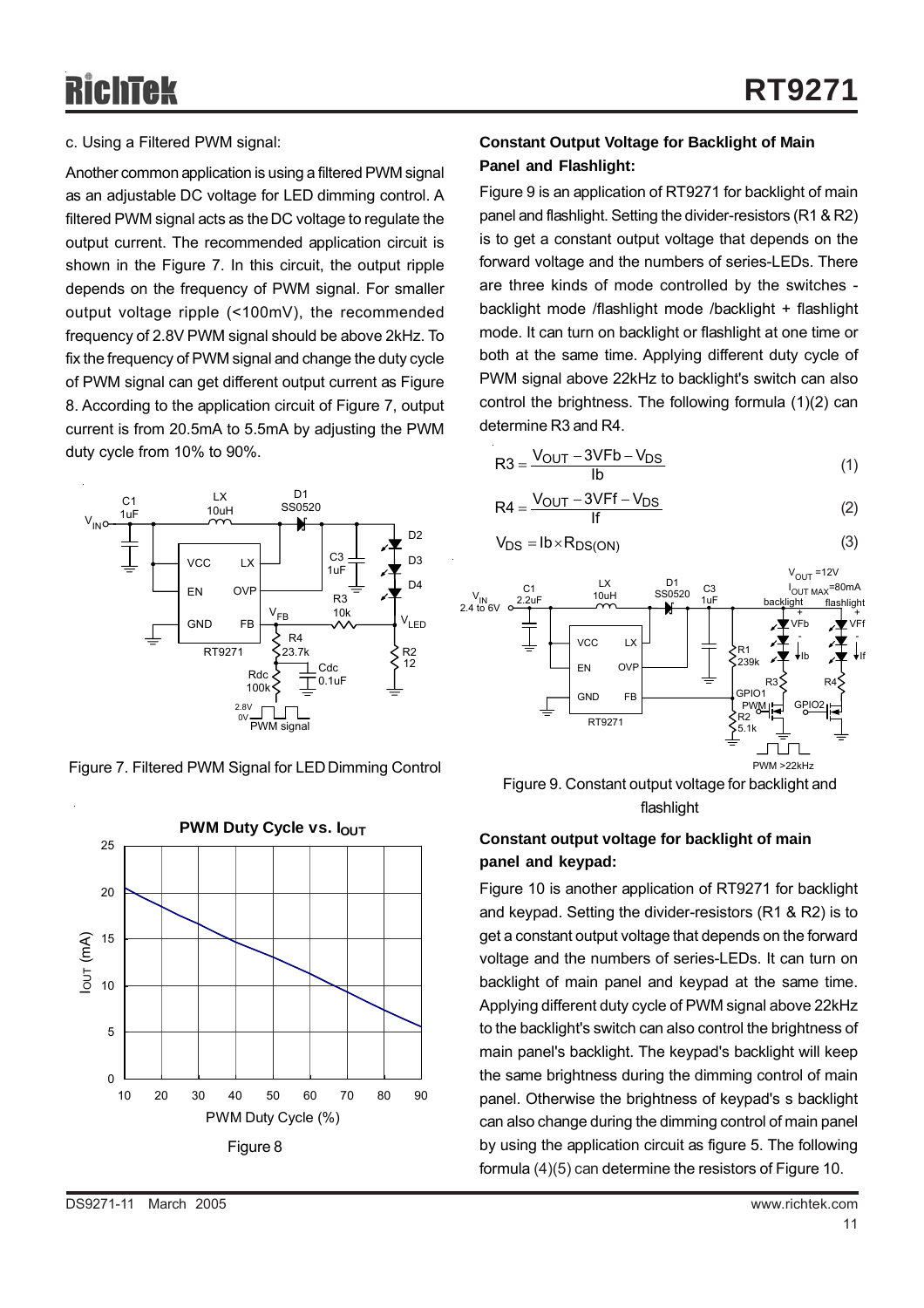c. Using a Filtered PWM signal:

Another common application is using a filtered PWM signal as an adjustable DC voltage for LED dimming control. A filtered PWM signal acts as the DC voltage to regulate the output current. The recommended application circuit is shown in the Figure 7. In this circuit, the output ripple depends on the frequency of PWM signal. For smaller output voltage ripple (<100mV), the recommended frequency of 2.8V PWM signal should be above 2kHz. To fix the frequency of PWM signal and change the duty cycle of PWM signal can get different output current as Figure 8. According to the application circuit of Figure 7, output current is from 20.5mA to 5.5mA by adjusting the PWM duty cycle from 10% to 90%.

Figure 7. Filtered PWM Signal for LED Dimming Control

Figure 8

### Constant Output Voltage for Backlight of Main Panel and Flashlight:

Figure 9 is an application of RT9271 for backlight of main panel and flashlight. Setting the divider-resistors (R1 & R2) is to get a constant output voltage that depends on the forward voltage and the numbers of series-LEDs. There are three kinds of mode controlled by the switches - backlight mode /flashlight mode /backlight + flashlight mode. It can turn on backlight or flashlight at one time or both at the same time. Applying different duty cycle of PWM signal above 22kHz to backlight's switch can also control the brightness. The following formula (1)(2) can determine R3 and R4.

$$R3 = \frac{V_{OUT} - 3VFb - V_{DS}}{Ib} \quad (1)$$

$$R4 = \frac{V_{OUT} - 3VFf - V_{DS}}{If} \quad (2)$$

$$V_{DS} = Ib \times R_{DS(ON)} \quad (3)$$

Figure 9. Constant output voltage for backlight and flashlight

### Constant output voltage for backlight of main panel and keypad:

Figure 10 is another application of RT9271 for backlight and keypad. Setting the divider-resistors (R1 & R2) is to get a constant output voltage that depends on the forward voltage and the numbers of series-LEDs. It can turn on backlight of main panel and keypad at the same time. Applying different duty cycle of PWM signal above 22kHz to the backlight's switch can also control the brightness of main panel's backlight. The keypad's backlight will keep the same brightness during the dimming control of main panel. Otherwise the brightness of keypad's s backlight can also change during the dimming control of main panel by using the application circuit as figure 5. The following formula (4)(5) can determine the resistors of Figure 10.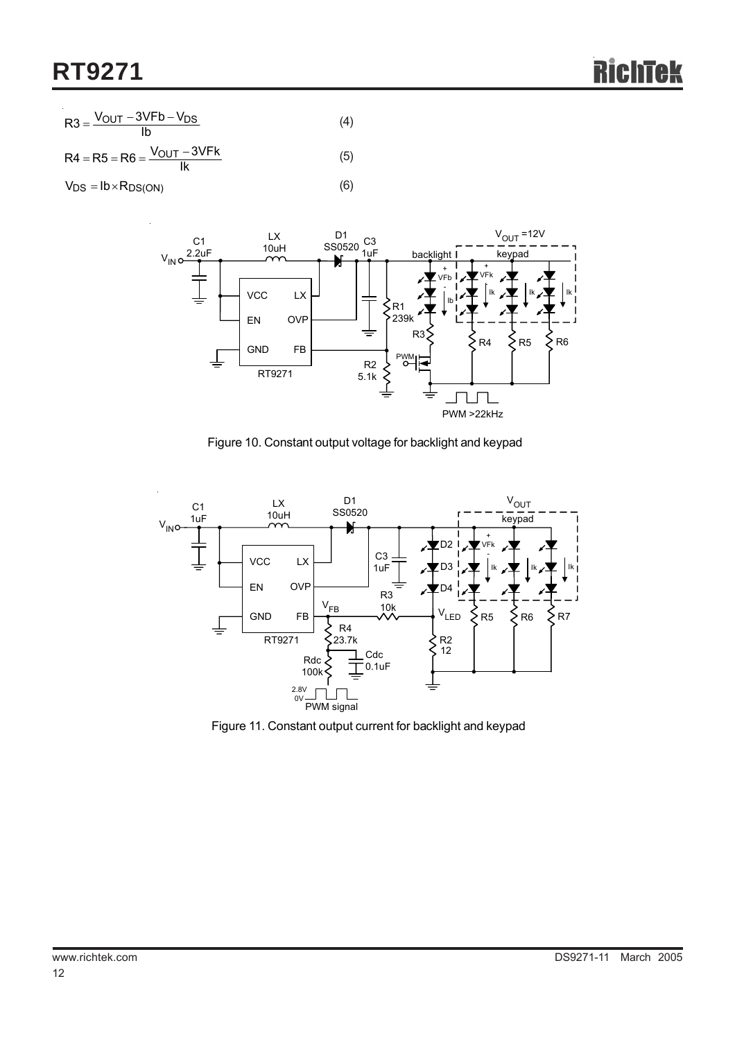$$R3 = \frac{V_{OUT} - 3VFb - V_{DS}}{Ib} \tag{4}$$

$$R4 = R5 = R6 = \frac{V_{OUT} - 3VFk}{Ik} \tag{5}$$

$$V_{DS} = Ib \times R_{DS(ON)} \tag{6}$$

Figure 10. Constant output voltage for backlight and keypad

Figure 11. Constant output current for backlight and keypad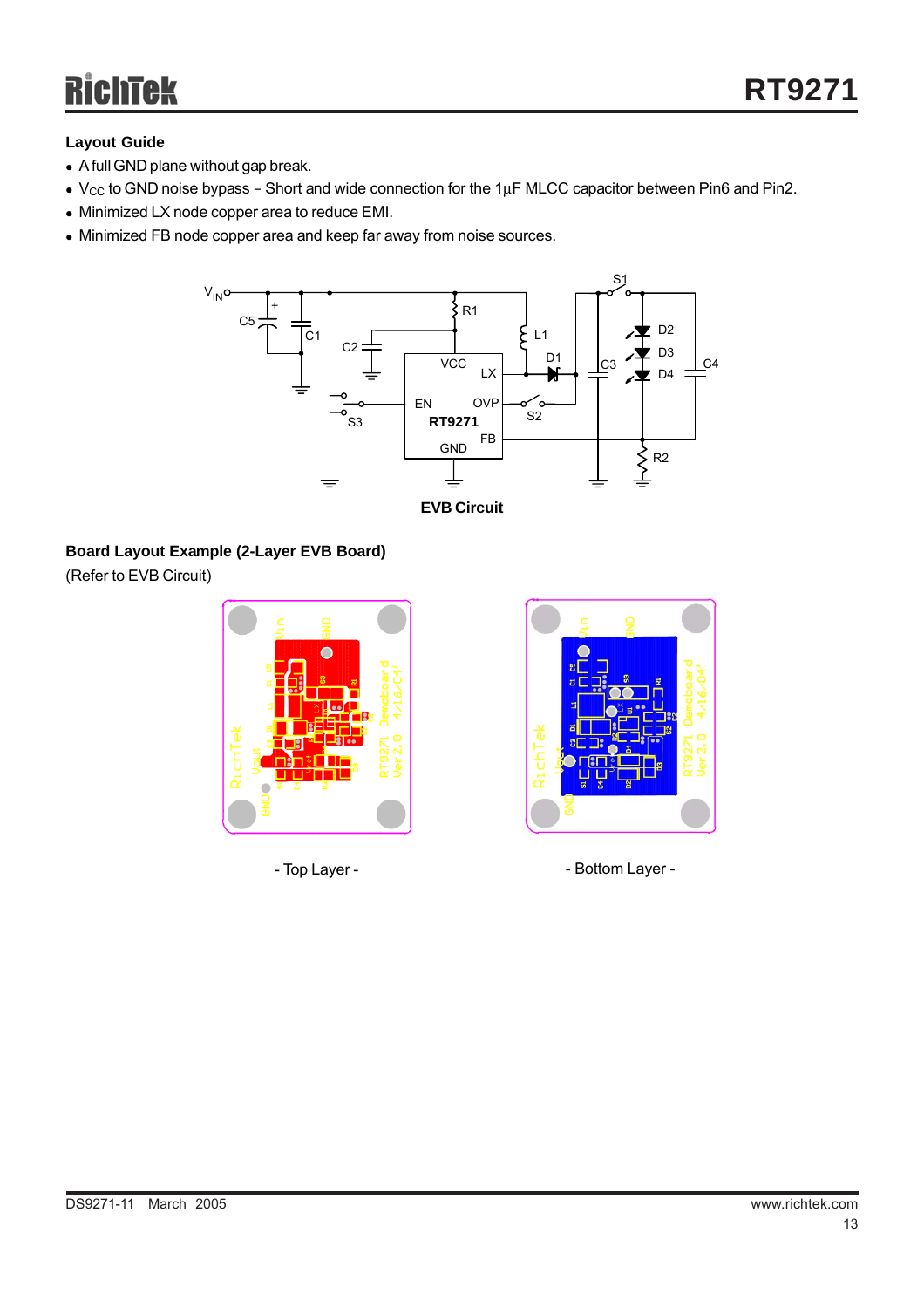## Layout Guide

- A full GND plane without gap break.
- $V_{CC}$ to GND noise bypass – Short and wide connection for the 1μF MLCC capacitor between Pin6 and Pin2.
- Minimized LX node copper area to reduce EMI.
- Minimized FB node copper area and keep far away from noise sources.

EVB Circuit

**Board Layout Example (2-Layer EVB Board)**

(Refer to EVB Circuit)

- Top Layer -

- Bottom Layer -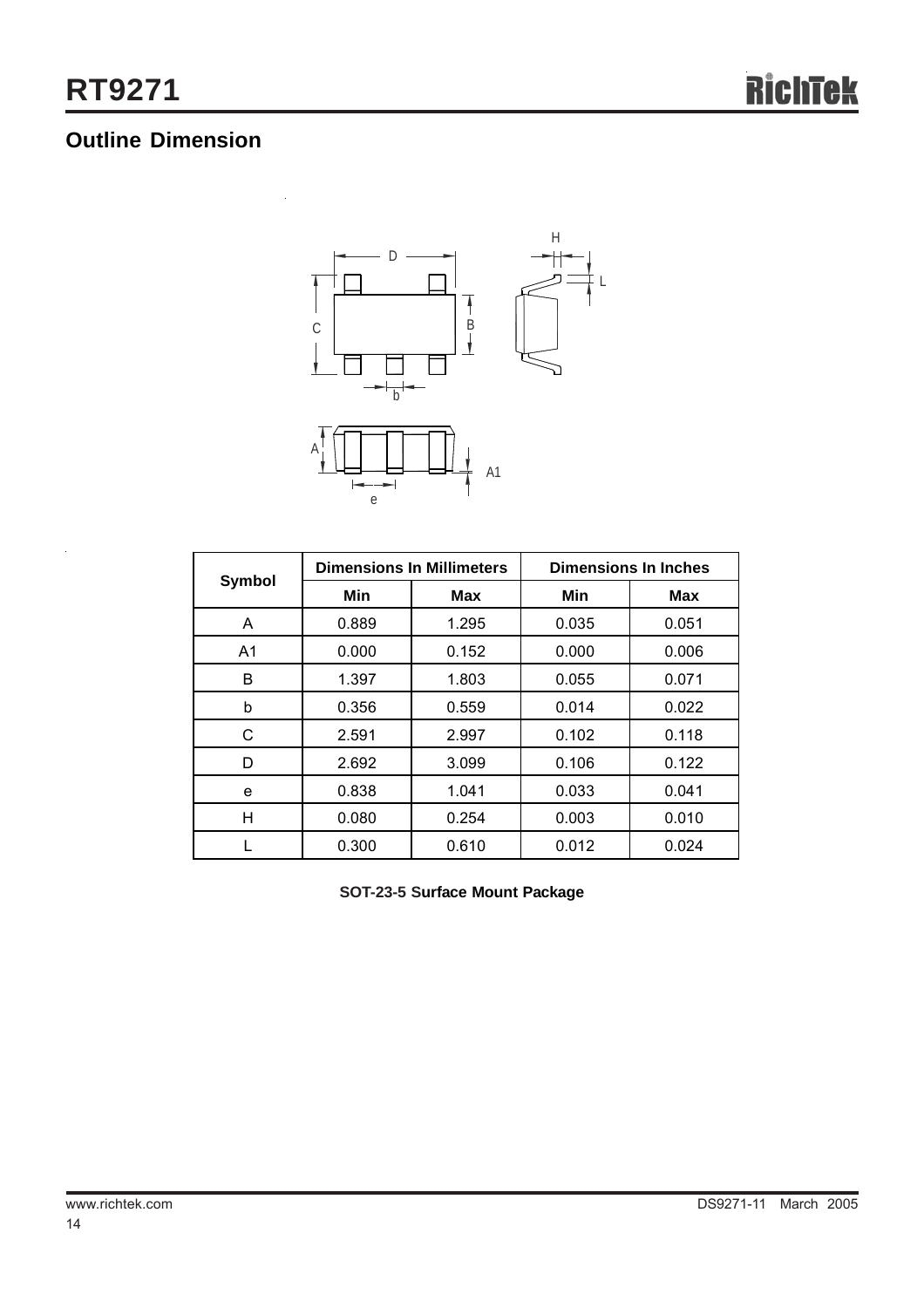## Outline Dimension

| Symbol | Dimensions In Millimeters | | Dimensions In Inches | |
|---|---|---|---|---|
| | Min | Max | Min | Max |
| A | 0.889 | 1.295 | 0.035 | 0.051 |
| A1 | 0.000 | 0.152 | 0.000 | 0.006 |
| B | 1.397 | 1.803 | 0.055 | 0.071 |
| b | 0.356 | 0.559 | 0.014 | 0.022 |
| C | 2.591 | 2.997 | 0.102 | 0.118 |
| D | 2.692 | 3.099 | 0.106 | 0.122 |
| e | 0.838 | 1.041 | 0.033 | 0.041 |
| H | 0.080 | 0.254 | 0.003 | 0.010 |
| L | 0.300 | 0.610 | 0.012 | 0.024 |

**SOT-23-5 Surface Mount Package**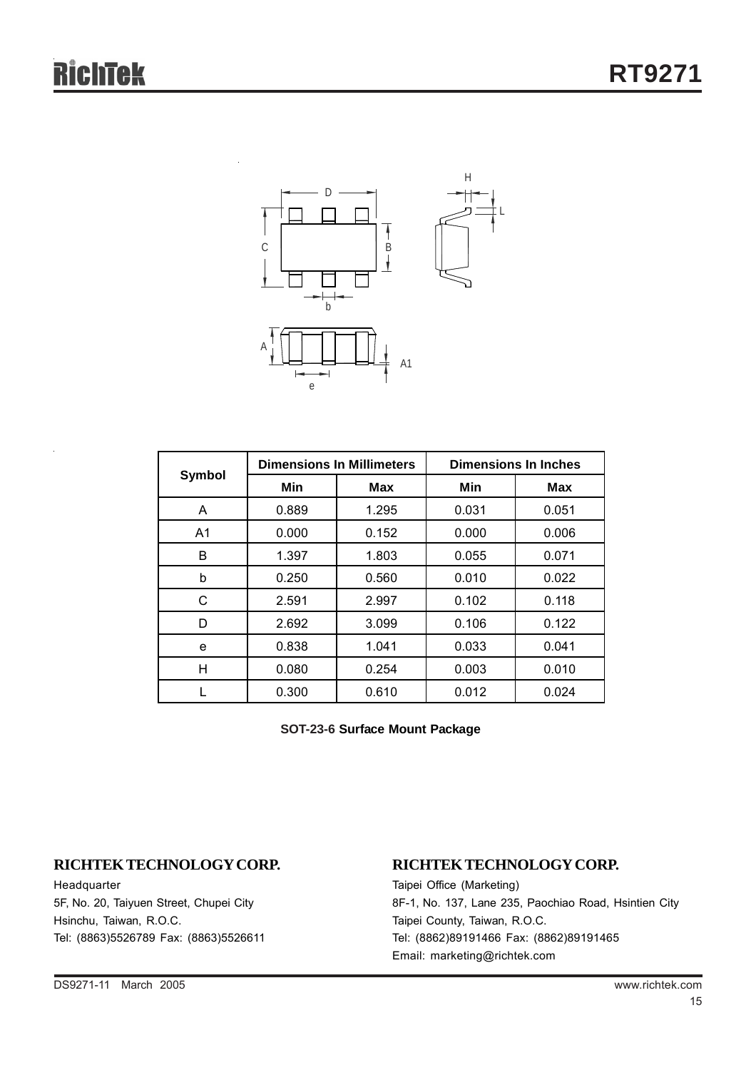| Symbol | Dimensions In Millimeters | | Dimensions In Inches | |
|---|---|---|---|---|
| | Min | Max | Min | Max |
| A | 0.889 | 1.295 | 0.031 | 0.051 |
| A1 | 0.000 | 0.152 | 0.000 | 0.006 |
| B | 1.397 | 1.803 | 0.055 | 0.071 |
| b | 0.250 | 0.560 | 0.010 | 0.022 |
| C | 2.591 | 2.997 | 0.102 | 0.118 |
| D | 2.692 | 3.099 | 0.106 | 0.122 |
| e | 0.838 | 1.041 | 0.033 | 0.041 |
| H | 0.080 | 0.254 | 0.003 | 0.010 |
| L | 0.300 | 0.610 | 0.012 | 0.024 |

**SOT-23-6 Surface Mount Package**

**RICHTEK TECHNOLOGY CORP.**

Headquarter
5F, No. 20, Taiyuen Street, Chupei City
Hsinchu, Taiwan, R.O.C.
Tel: (8863)5526789 Fax: (8863)5526611

**RICHTEK TECHNOLOGY CORP.**

Taipei Office (Marketing)
8F-1, No. 137, Lane 235, Paochiao Road, Hsintien City
Taipei County, Taiwan, R.O.C.
Tel: (8862)89191466 Fax: (8862)89191465
Email: marketing@richtek.com